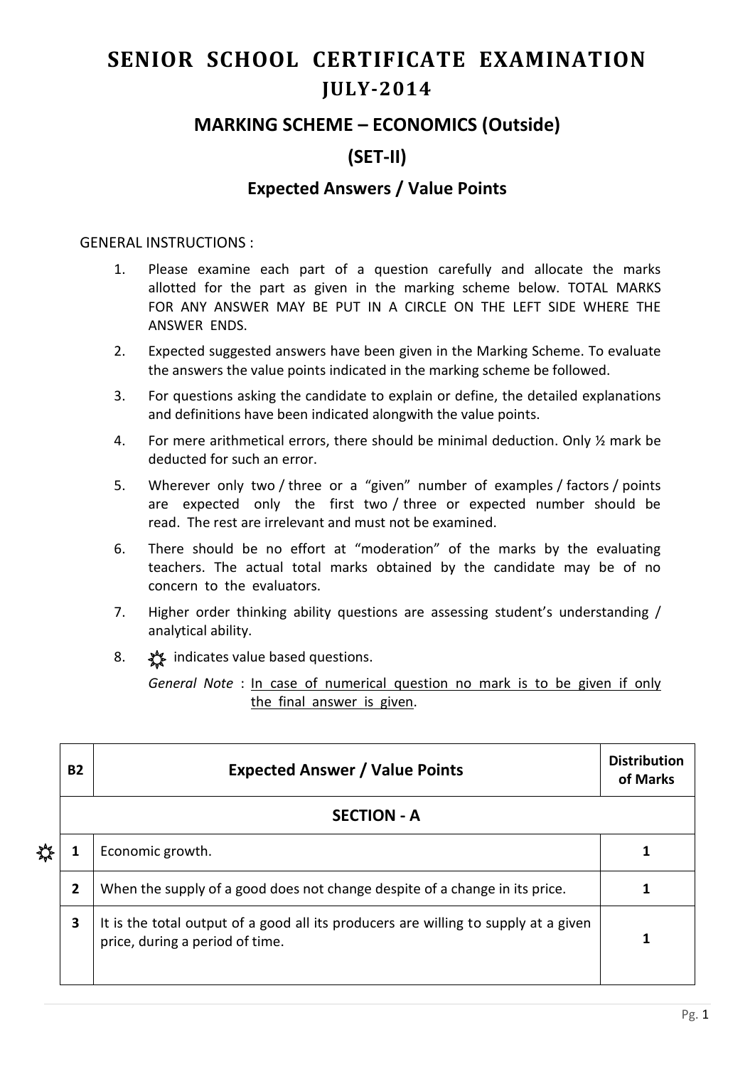# SENIOR SCHOOL CERTIFICATE EXAMINATION
## JULY-2014

## MARKING SCHEME – ECONOMICS (Outside)

## (SET-II)

### Expected Answers / Value Points

GENERAL INSTRUCTIONS :

1. Please examine each part of a question carefully and allocate the marks allotted for the part as given in the marking scheme below. TOTAL MARKS FOR ANY ANSWER MAY BE PUT IN A CIRCLE ON THE LEFT SIDE WHERE THE ANSWER ENDS.
2. Expected suggested answers have been given in the Marking Scheme. To evaluate the answers the value points indicated in the marking scheme be followed.
3. For questions asking the candidate to explain or define, the detailed explanations and definitions have been indicated alongwith the value points.
4. For mere arithmetical errors, there should be minimal deduction. Only ½ mark be deducted for such an error.
5. Wherever only two / three or a "given" number of examples / factors / points are expected only the first two / three or expected number should be read. The rest are irrelevant and must not be examined.
6. There should be no effort at "moderation" of the marks by the evaluating teachers. The actual total marks obtained by the candidate may be of no concern to the evaluators.
7. Higher order thinking ability questions are assessing student's understanding / analytical ability.
8. ☼ indicates value based questions.

   *General Note* : In case of numerical question no mark is to be given if only the final answer is given.

| B2 | Expected Answer / Value Points | Distribution of Marks |
|---|---|---|
| | **SECTION - A** | |
| ☼ 1 | Economic growth. | **1** |
| 2 | When the supply of a good does not change despite of a change in its price. | **1** |
| 3 | It is the total output of a good all its producers are willing to supply at a given price, during a period of time. | **1** |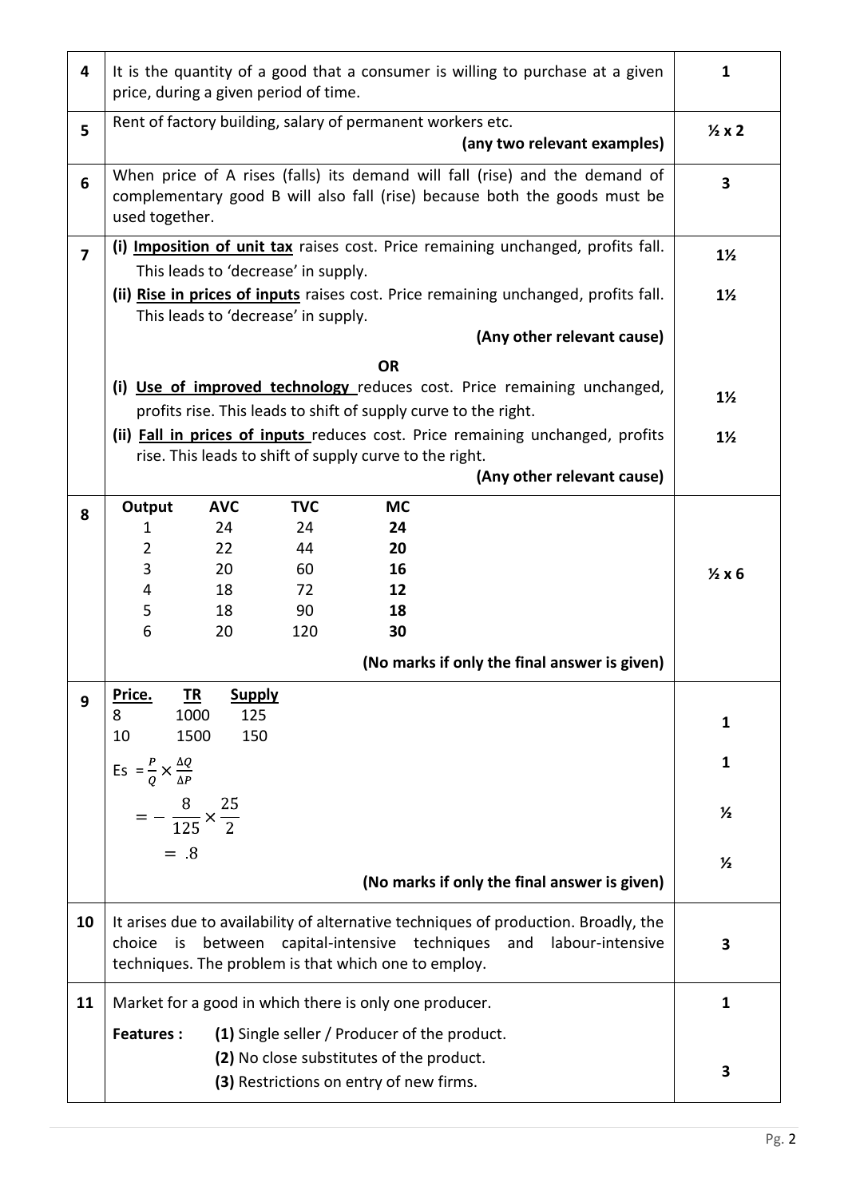| | | |
|---|---|---|
| 4 | It is the quantity of a good that a consumer is willing to purchase at a given price, during a given period of time. | 1 |
| 5 | Rent of factory building, salary of permanent workers etc. **(any two relevant examples)** | ½ x 2 |
| 6 | When price of A rises (falls) its demand will fall (rise) and the demand of complementary good B will also fall (rise) because both the goods must be used together. | 3 |
| 7 | (i) **Imposition of unit tax** raises cost. Price remaining unchanged, profits fall. This leads to 'decrease' in supply.<br>(ii) **Rise in prices of inputs** raises cost. Price remaining unchanged, profits fall. This leads to 'decrease' in supply.<br>**(Any other relevant cause)**<br>**OR**<br>(i) **Use of improved technology** reduces cost. Price remaining unchanged, profits rise. This leads to shift of supply curve to the right.<br>(ii) **Fall in prices of inputs** reduces cost. Price remaining unchanged, profits rise. This leads to shift of supply curve to the right.<br>**(Any other relevant cause)** | 1½<br>1½<br><br><br>1½<br>1½ |
| 8 | **Output / AVC / TVC / MC**<br>1 / 24 / 24 / **24**<br>2 / 22 / 44 / **20**<br>3 / 20 / 60 / **16**<br>4 / 18 / 72 / **12**<br>5 / 18 / 90 / **18**<br>6 / 20 / 120 / **30**<br>**(No marks if only the final answer is given)** | ½ x 6 |
| 9 | **Price. / TR / Supply**<br>8 / 1000 / 125<br>10 / 1500 / 150<br>$Es = \frac{P}{Q} \times \frac{\Delta Q}{\Delta P}$<br>$= - \frac{8}{125} \times \frac{25}{2}$<br>$= .8$<br>**(No marks if only the final answer is given)** | 1<br>1<br>½<br>½ |
| 10 | It arises due to availability of alternative techniques of production. Broadly, the choice is between capital-intensive techniques and labour-intensive techniques. The problem is that which one to employ. | 3 |
| 11 | Market for a good in which there is only one producer.<br>**Features :** **(1)** Single seller / Producer of the product.<br>**(2)** No close substitutes of the product.<br>**(3)** Restrictions on entry of new firms. | 1<br><br>3 |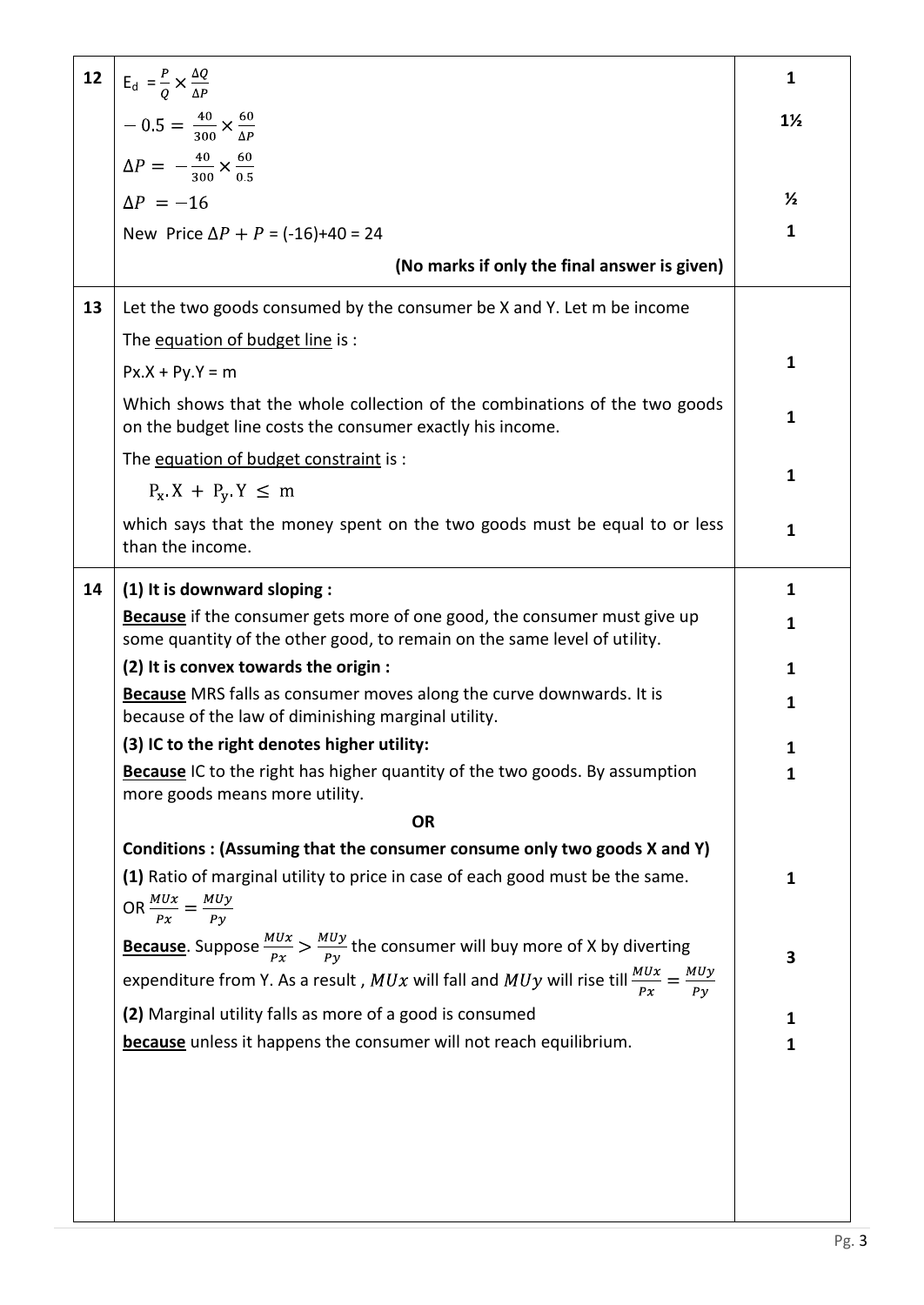| | | |
|---|---|---|
| 12 | $E_d = \frac{P}{Q} \times \frac{\Delta Q}{\Delta P}$ | 1 |
| | $-0.5 = \frac{40}{300} \times \frac{60}{\Delta P}$ | 1½ |
| | $\Delta P = -\frac{40}{300} \times \frac{60}{0.5}$ | |
| | $\Delta P = -16$ | ½ |
| | New Price $\Delta P + P$ = (-16)+40 = 24 | 1 |
| | **(No marks if only the final answer is given)** | |
| 13 | Let the two goods consumed by the consumer be X and Y. Let m be income | |
| | The equation of budget line is : | |
| | $P_x.X + P_y.Y = m$ | 1 |
| | Which shows that the whole collection of the combinations of the two goods on the budget line costs the consumer exactly his income. | 1 |
| | The equation of budget constraint is : $P_x.X + P_y.Y \leq m$ | 1 |
| | which says that the money spent on the two goods must be equal to or less than the income. | 1 |
| 14 | **(1) It is downward sloping :** | 1 |
| | **Because** if the consumer gets more of one good, the consumer must give up some quantity of the other good, to remain on the same level of utility. | 1 |
| | **(2) It is convex towards the origin :** | 1 |
| | **Because** MRS falls as consumer moves along the curve downwards. It is because of the law of diminishing marginal utility. | 1 |
| | **(3) IC to the right denotes higher utility:** | 1 |
| | **Because** IC to the right has higher quantity of the two goods. By assumption more goods means more utility. | 1 |
| | **OR** | |
| | **Conditions : (Assuming that the consumer consume only two goods X and Y)** | |
| | **(1)** Ratio of marginal utility to price in case of each good must be the same. OR $\frac{MUx}{Px} = \frac{MUy}{Py}$ | 1 |
| | **Because**. Suppose $\frac{MUx}{Px} > \frac{MUy}{Py}$ the consumer will buy more of X by diverting expenditure from Y. As a result , $MUx$ will fall and $MUy$ will rise till $\frac{MUx}{Px} = \frac{MUy}{Py}$ | 3 |
| | **(2)** Marginal utility falls as more of a good is consumed | 1 |
| | **because** unless it happens the consumer will not reach equilibrium. | 1 |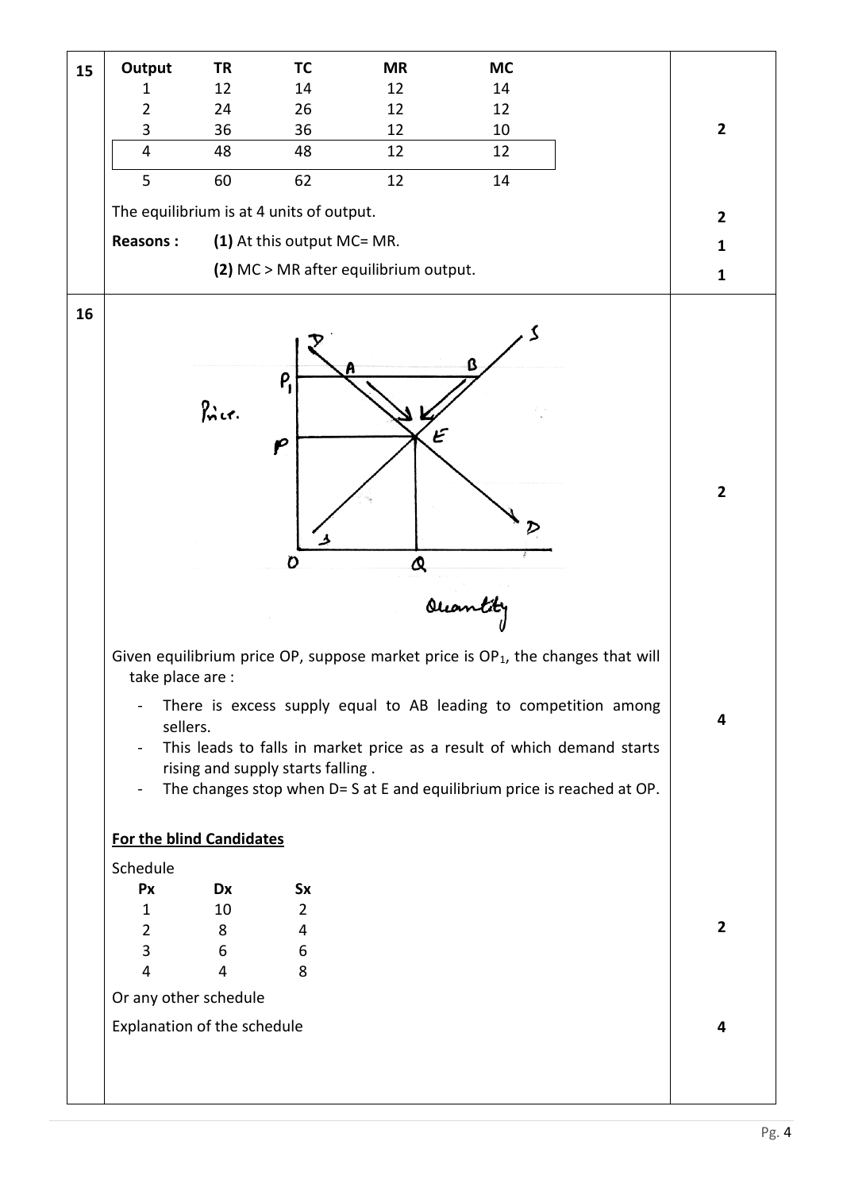**15**

| Output | TR | TC | MR | MC |
|---|---|---|---|---|
| 1 | 12 | 14 | 12 | 14 |
| 2 | 24 | 26 | 12 | 12 |
| 3 | 36 | 36 | 12 | 10 |
| 4 | 48 | 48 | 12 | 12 |
| 5 | 60 | 62 | 12 | 14 |

**2**

The equilibrium is at 4 units of output. **2**

**Reasons :** **(1)** At this output MC= MR. **1**

**(2)** MC > MR after equilibrium output. **1**

**16**

**2**

Given equilibrium price OP, suppose market price is $OP_1$, the changes that will take place are :

- There is excess supply equal to AB leading to competition among sellers.
- This leads to falls in market price as a result of which demand starts rising and supply starts falling .
- The changes stop when D= S at E and equilibrium price is reached at OP.

**4**

**For the blind Candidates**

Schedule

| Px | Dx | Sx |
|---|---|---|
| 1 | 10 | 2 |
| 2 | 8 | 4 |
| 3 | 6 | 6 |
| 4 | 4 | 8 |

**2**

Or any other schedule

Explanation of the schedule **4**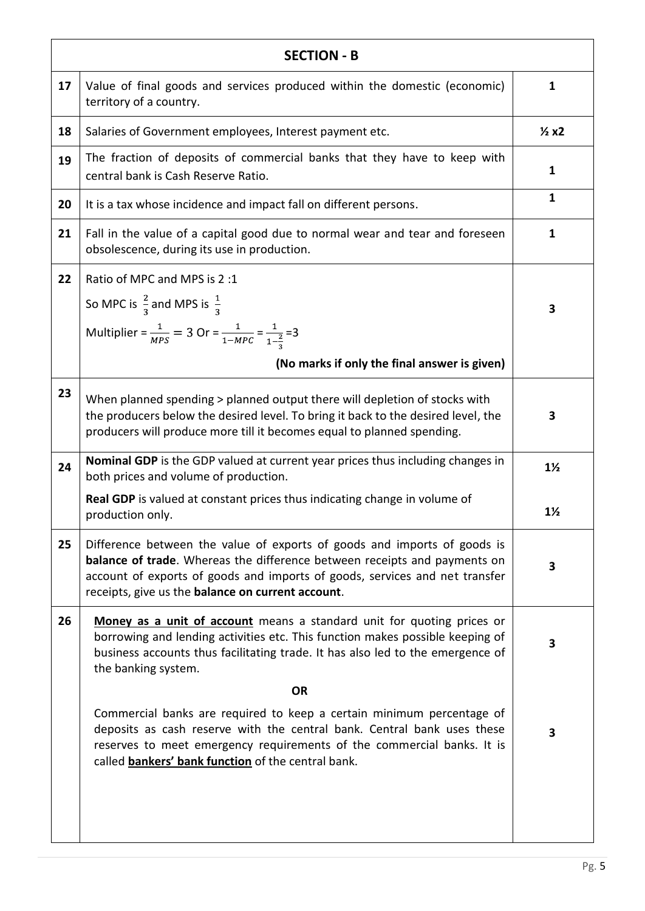| SECTION - B | | |
|---|---|---|
| 17 | Value of final goods and services produced within the domestic (economic) territory of a country. | 1 |
| 18 | Salaries of Government employees, Interest payment etc. | ½ x2 |
| 19 | The fraction of deposits of commercial banks that they have to keep with central bank is Cash Reserve Ratio. | 1 |
| 20 | It is a tax whose incidence and impact fall on different persons. | 1 |
| 21 | Fall in the value of a capital good due to normal wear and tear and foreseen obsolescence, during its use in production. | 1 |
| 22 | Ratio of MPC and MPS is 2 :1<br>So MPC is $\frac{2}{3}$ and MPS is $\frac{1}{3}$<br>Multiplier = $\frac{1}{MPS} = 3$ Or = $\frac{1}{1-MPC} = \frac{1}{1-\frac{2}{3}} = 3$<br>**(No marks if only the final answer is given)** | 3 |
| 23 | When planned spending > planned output there will depletion of stocks with the producers below the desired level. To bring it back to the desired level, the producers will produce more till it becomes equal to planned spending. | 3 |
| 24 | **Nominal GDP** is the GDP valued at current year prices thus including changes in both prices and volume of production.<br>**Real GDP** is valued at constant prices thus indicating change in volume of production only. | 1½<br>1½ |
| 25 | Difference between the value of exports of goods and imports of goods is **balance of trade**. Whereas the difference between receipts and payments on account of exports of goods and imports of goods, services and net transfer receipts, give us the **balance on current account**. | 3 |
| 26 | **Money as a unit of account** means a standard unit for quoting prices or borrowing and lending activities etc. This function makes possible keeping of business accounts thus facilitating trade. It has also led to the emergence of the banking system.<br>**OR**<br>Commercial banks are required to keep a certain minimum percentage of deposits as cash reserve with the central bank. Central bank uses these reserves to meet emergency requirements of the commercial banks. It is called **bankers' bank function** of the central bank. | 3<br><br>3 |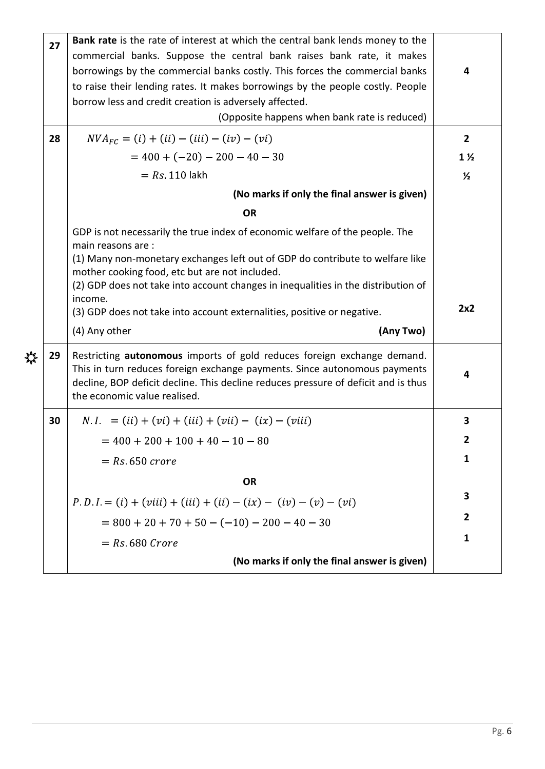| | | |
|---|---|---|
| 27 | **Bank rate** is the rate of interest at which the central bank lends money to the commercial banks. Suppose the central bank raises bank rate, it makes borrowings by the commercial banks costly. This forces the commercial banks to raise their lending rates. It makes borrowings by the people costly. People borrow less and credit creation is adversely affected. (Opposite happens when bank rate is reduced) | 4 |
| 28 | $NVA_{FC} = (i) + (ii) - (iii) - (iv) - (vi)$ | 2 |
| | $= 400 + (-20) - 200 - 40 - 30$ | 1 ½ |
| | $= Rs. 110$ lakh | ½ |
| | **(No marks if only the final answer is given)** | |
| | **OR** | |
| | GDP is not necessarily the true index of economic welfare of the people. The main reasons are :<br>(1) Many non-monetary exchanges left out of GDP do contribute to welfare like mother cooking food, etc but are not included.<br>(2) GDP does not take into account changes in inequalities in the distribution of income.<br>(3) GDP does not take into account externalities, positive or negative.<br>(4) Any other **(Any Two)** | 2x2 |
| 29 | Restricting **autonomous** imports of gold reduces foreign exchange demand. This in turn reduces foreign exchange payments. Since autonomous payments decline, BOP deficit decline. This decline reduces pressure of deficit and is thus the economic value realised. | 4 |
| 30 | $N.I. = (ii) + (vi) + (iii) + (vii) - (ix) - (viii)$ | 3 |
| | $= 400 + 200 + 100 + 40 - 10 - 80$ | 2 |
| | $= Rs. 650\ crore$ | 1 |
| | **OR** | |
| | $P.D.I. = (i) + (viii) + (iii) + (ii) - (ix) - (iv) - (v) - (vi)$ | 3 |
| | $= 800 + 20 + 70 + 50 - (-10) - 200 - 40 - 30$ | 2 |
| | $= Rs. 680\ Crore$ | 1 |
| | **(No marks if only the final answer is given)** | |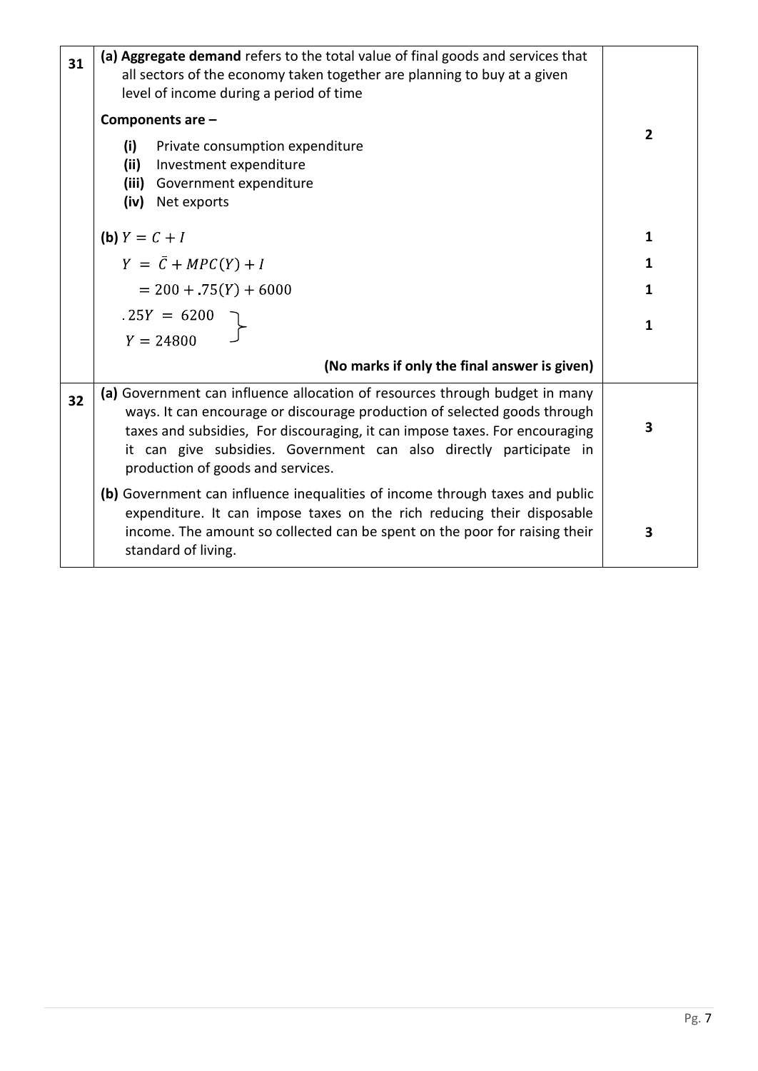| | | |
|---|---|---|
| 31 | **(a) Aggregate demand** refers to the total value of final goods and services that all sectors of the economy taken together are planning to buy at a given level of income during a period of time<br><br>**Components are –**<br>**(i)** Private consumption expenditure<br>**(ii)** Investment expenditure<br>**(iii)** Government expenditure<br>**(iv)** Net exports | 2 |
| | **(b)** $Y = C + I$ | 1 |
| | $Y = \bar{C} + MPC(Y) + I$ | 1 |
| | $= 200 + .75(Y) + 6000$ | 1 |
| | $.25Y = 6200$<br>$Y = 24800$ | 1 |
| | **(No marks if only the final answer is given)** | |
| 32 | **(a)** Government can influence allocation of resources through budget in many ways. It can encourage or discourage production of selected goods through taxes and subsidies, For discouraging, it can impose taxes. For encouraging it can give subsidies. Government can also directly participate in production of goods and services. | 3 |
| | **(b)** Government can influence inequalities of income through taxes and public expenditure. It can impose taxes on the rich reducing their disposable income. The amount so collected can be spent on the poor for raising their standard of living. | 3 |